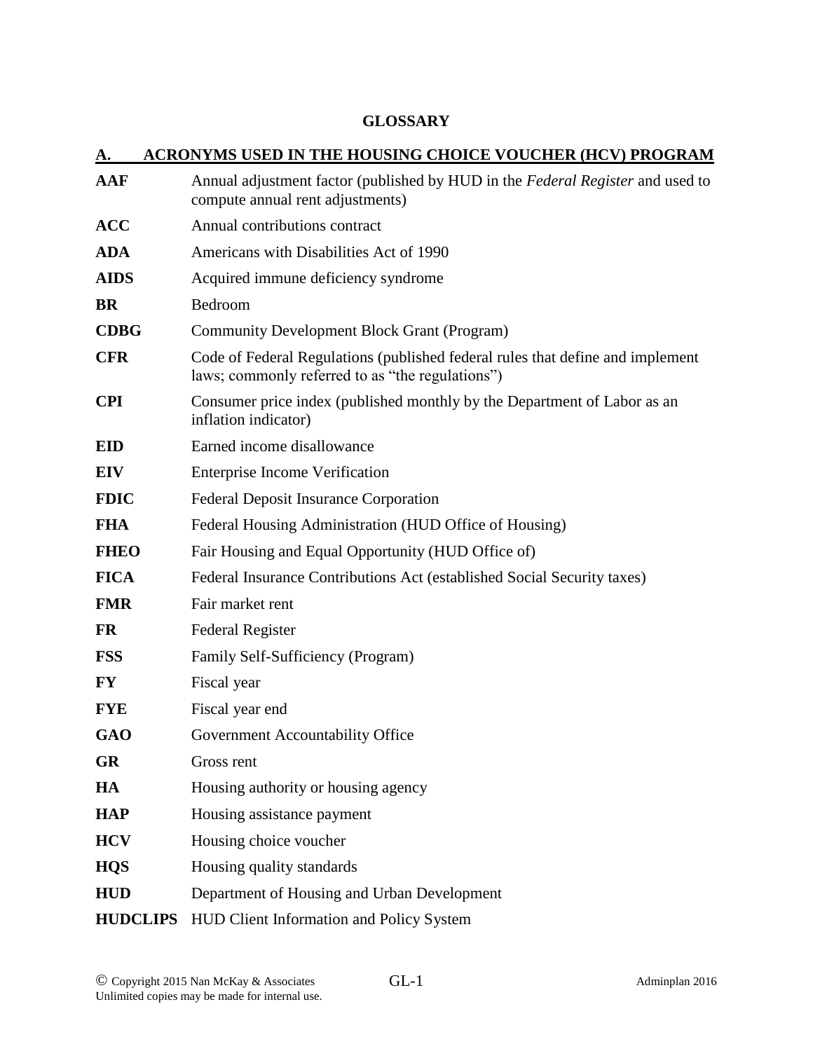# GLOSSARY

## A. ACRONYMS USED IN THE HOUSING CHOICE VOUCHER (HCV) PROGRAM

| | |
|---|---|
| **AAF** | Annual adjustment factor (published by HUD in the *Federal Register* and used to compute annual rent adjustments) |
| **ACC** | Annual contributions contract |
| **ADA** | Americans with Disabilities Act of 1990 |
| **AIDS** | Acquired immune deficiency syndrome |
| **BR** | Bedroom |
| **CDBG** | Community Development Block Grant (Program) |
| **CFR** | Code of Federal Regulations (published federal rules that define and implement laws; commonly referred to as "the regulations") |
| **CPI** | Consumer price index (published monthly by the Department of Labor as an inflation indicator) |
| **EID** | Earned income disallowance |
| **EIV** | Enterprise Income Verification |
| **FDIC** | Federal Deposit Insurance Corporation |
| **FHA** | Federal Housing Administration (HUD Office of Housing) |
| **FHEO** | Fair Housing and Equal Opportunity (HUD Office of) |
| **FICA** | Federal Insurance Contributions Act (established Social Security taxes) |
| **FMR** | Fair market rent |
| **FR** | Federal Register |
| **FSS** | Family Self-Sufficiency (Program) |
| **FY** | Fiscal year |
| **FYE** | Fiscal year end |
| **GAO** | Government Accountability Office |
| **GR** | Gross rent |
| **HA** | Housing authority or housing agency |
| **HAP** | Housing assistance payment |
| **HCV** | Housing choice voucher |
| **HQS** | Housing quality standards |
| **HUD** | Department of Housing and Urban Development |
| **HUDCLIPS** | HUD Client Information and Policy System |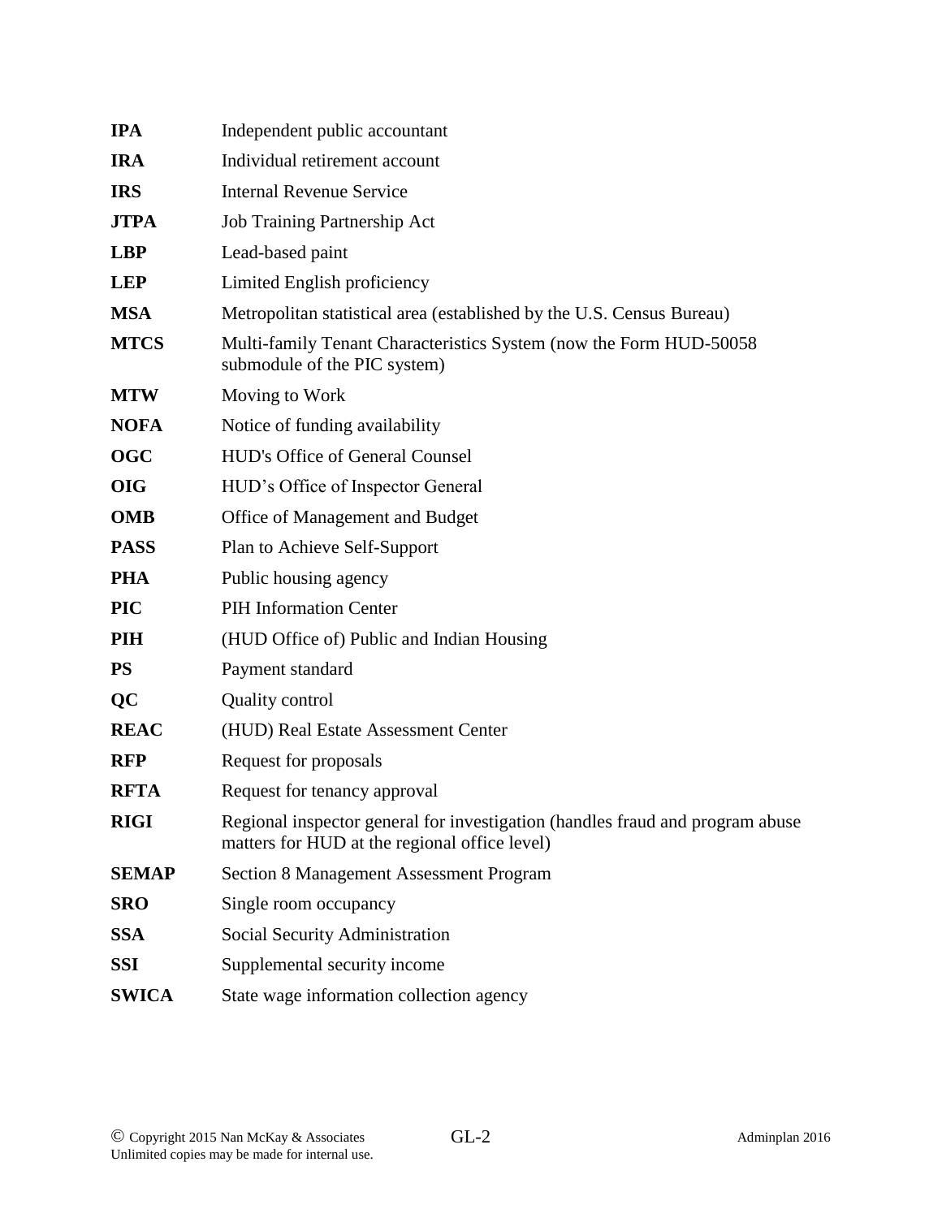| | |
|---|---|
| **IPA** | Independent public accountant |
| **IRA** | Individual retirement account |
| **IRS** | Internal Revenue Service |
| **JTPA** | Job Training Partnership Act |
| **LBP** | Lead-based paint |
| **LEP** | Limited English proficiency |
| **MSA** | Metropolitan statistical area (established by the U.S. Census Bureau) |
| **MTCS** | Multi-family Tenant Characteristics System (now the Form HUD-50058 submodule of the PIC system) |
| **MTW** | Moving to Work |
| **NOFA** | Notice of funding availability |
| **OGC** | HUD's Office of General Counsel |
| **OIG** | HUD's Office of Inspector General |
| **OMB** | Office of Management and Budget |
| **PASS** | Plan to Achieve Self-Support |
| **PHA** | Public housing agency |
| **PIC** | PIH Information Center |
| **PIH** | (HUD Office of) Public and Indian Housing |
| **PS** | Payment standard |
| **QC** | Quality control |
| **REAC** | (HUD) Real Estate Assessment Center |
| **RFP** | Request for proposals |
| **RFTA** | Request for tenancy approval |
| **RIGI** | Regional inspector general for investigation (handles fraud and program abuse matters for HUD at the regional office level) |
| **SEMAP** | Section 8 Management Assessment Program |
| **SRO** | Single room occupancy |
| **SSA** | Social Security Administration |
| **SSI** | Supplemental security income |
| **SWICA** | State wage information collection agency |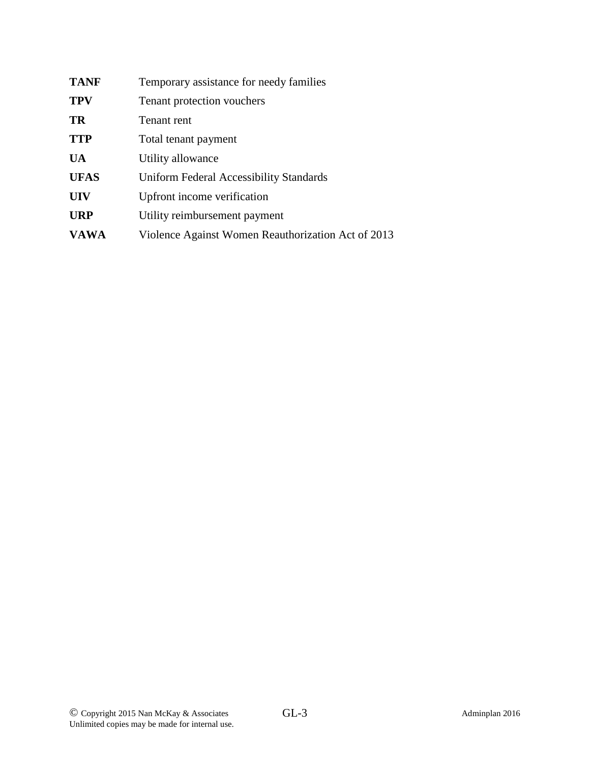| | |
|---|---|
| **TANF** | Temporary assistance for needy families |
| **TPV** | Tenant protection vouchers |
| **TR** | Tenant rent |
| **TTP** | Total tenant payment |
| **UA** | Utility allowance |
| **UFAS** | Uniform Federal Accessibility Standards |
| **UIV** | Upfront income verification |
| **URP** | Utility reimbursement payment |
| **VAWA** | Violence Against Women Reauthorization Act of 2013 |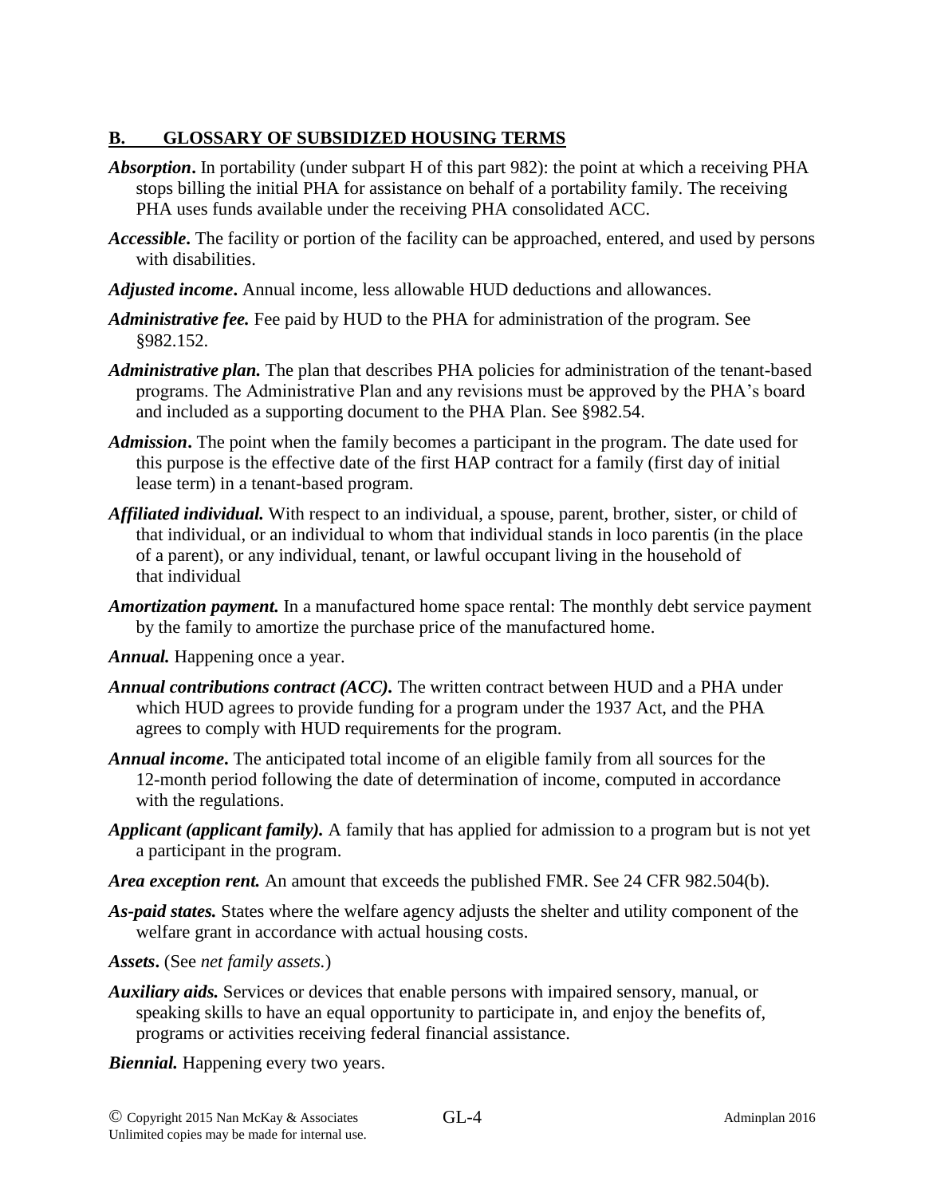## B. GLOSSARY OF SUBSIDIZED HOUSING TERMS

***Absorption*.** In portability (under subpart H of this part 982): the point at which a receiving PHA stops billing the initial PHA for assistance on behalf of a portability family. The receiving PHA uses funds available under the receiving PHA consolidated ACC.

***Accessible*.** The facility or portion of the facility can be approached, entered, and used by persons with disabilities.

***Adjusted income*.** Annual income, less allowable HUD deductions and allowances.

***Administrative fee.*** Fee paid by HUD to the PHA for administration of the program. See §982.152.

***Administrative plan.*** The plan that describes PHA policies for administration of the tenant-based programs. The Administrative Plan and any revisions must be approved by the PHA's board and included as a supporting document to the PHA Plan. See §982.54.

***Admission*.** The point when the family becomes a participant in the program. The date used for this purpose is the effective date of the first HAP contract for a family (first day of initial lease term) in a tenant-based program.

***Affiliated individual.*** With respect to an individual, a spouse, parent, brother, sister, or child of that individual, or an individual to whom that individual stands in loco parentis (in the place of a parent), or any individual, tenant, or lawful occupant living in the household of that individual

***Amortization payment.*** In a manufactured home space rental: The monthly debt service payment by the family to amortize the purchase price of the manufactured home.

***Annual.*** Happening once a year.

***Annual contributions contract (ACC).*** The written contract between HUD and a PHA under which HUD agrees to provide funding for a program under the 1937 Act, and the PHA agrees to comply with HUD requirements for the program.

***Annual income*.** The anticipated total income of an eligible family from all sources for the 12-month period following the date of determination of income, computed in accordance with the regulations.

***Applicant (applicant family).*** A family that has applied for admission to a program but is not yet a participant in the program.

***Area exception rent.*** An amount that exceeds the published FMR. See 24 CFR 982.504(b).

***As-paid states.*** States where the welfare agency adjusts the shelter and utility component of the welfare grant in accordance with actual housing costs.

***Assets*.** (See *net family assets.*)

***Auxiliary aids.*** Services or devices that enable persons with impaired sensory, manual, or speaking skills to have an equal opportunity to participate in, and enjoy the benefits of, programs or activities receiving federal financial assistance.

***Biennial.*** Happening every two years.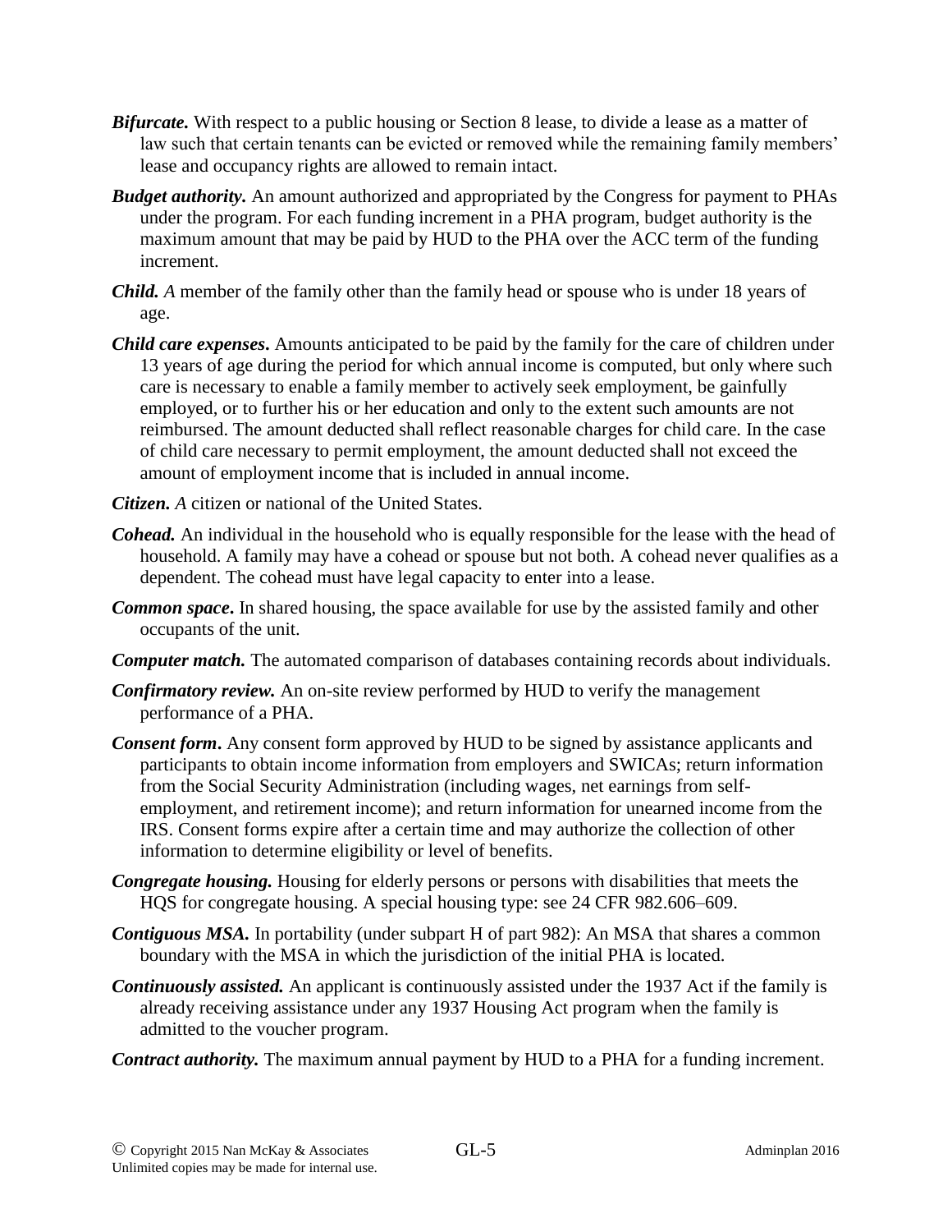***Bifurcate.*** With respect to a public housing or Section 8 lease, to divide a lease as a matter of law such that certain tenants can be evicted or removed while the remaining family members' lease and occupancy rights are allowed to remain intact.

***Budget authority.*** An amount authorized and appropriated by the Congress for payment to PHAs under the program. For each funding increment in a PHA program, budget authority is the maximum amount that may be paid by HUD to the PHA over the ACC term of the funding increment.

***Child.*** *A* member of the family other than the family head or spouse who is under 18 years of age.

***Child care expenses***. Amounts anticipated to be paid by the family for the care of children under 13 years of age during the period for which annual income is computed, but only where such care is necessary to enable a family member to actively seek employment, be gainfully employed, or to further his or her education and only to the extent such amounts are not reimbursed. The amount deducted shall reflect reasonable charges for child care. In the case of child care necessary to permit employment, the amount deducted shall not exceed the amount of employment income that is included in annual income.

***Citizen.*** *A* citizen or national of the United States.

***Cohead.*** An individual in the household who is equally responsible for the lease with the head of household. A family may have a cohead or spouse but not both. A cohead never qualifies as a dependent. The cohead must have legal capacity to enter into a lease.

***Common space***. In shared housing, the space available for use by the assisted family and other occupants of the unit.

***Computer match.*** The automated comparison of databases containing records about individuals.

***Confirmatory review.*** An on-site review performed by HUD to verify the management performance of a PHA.

***Consent form***. Any consent form approved by HUD to be signed by assistance applicants and participants to obtain income information from employers and SWICAs; return information from the Social Security Administration (including wages, net earnings from self-employment, and retirement income); and return information for unearned income from the IRS. Consent forms expire after a certain time and may authorize the collection of other information to determine eligibility or level of benefits.

***Congregate housing.*** Housing for elderly persons or persons with disabilities that meets the HQS for congregate housing. A special housing type: see 24 CFR 982.606–609.

***Contiguous MSA.*** In portability (under subpart H of part 982): An MSA that shares a common boundary with the MSA in which the jurisdiction of the initial PHA is located.

***Continuously assisted.*** An applicant is continuously assisted under the 1937 Act if the family is already receiving assistance under any 1937 Housing Act program when the family is admitted to the voucher program.

***Contract authority.*** The maximum annual payment by HUD to a PHA for a funding increment.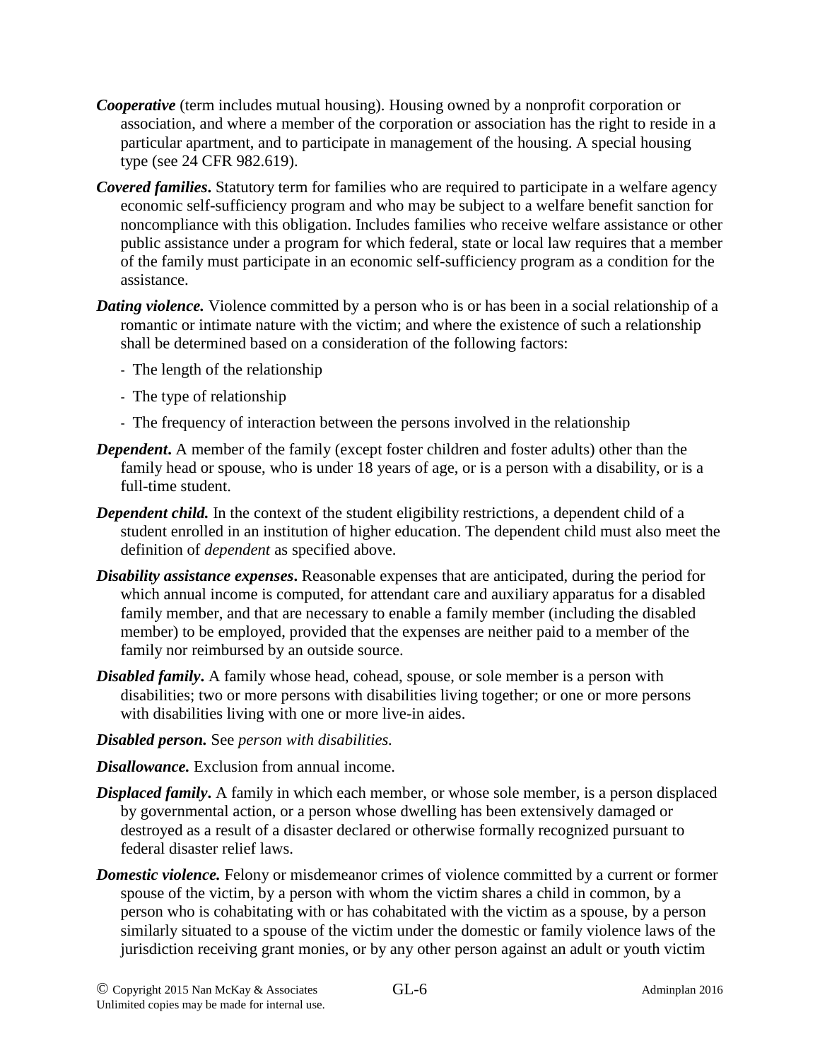***Cooperative*** (term includes mutual housing). Housing owned by a nonprofit corporation or association, and where a member of the corporation or association has the right to reside in a particular apartment, and to participate in management of the housing. A special housing type (see 24 CFR 982.619).

***Covered families*.** Statutory term for families who are required to participate in a welfare agency economic self-sufficiency program and who may be subject to a welfare benefit sanction for noncompliance with this obligation. Includes families who receive welfare assistance or other public assistance under a program for which federal, state or local law requires that a member of the family must participate in an economic self-sufficiency program as a condition for the assistance.

***Dating violence.*** Violence committed by a person who is or has been in a social relationship of a romantic or intimate nature with the victim; and where the existence of such a relationship shall be determined based on a consideration of the following factors:

- The length of the relationship
- The type of relationship
- The frequency of interaction between the persons involved in the relationship

***Dependent*.** A member of the family (except foster children and foster adults) other than the family head or spouse, who is under 18 years of age, or is a person with a disability, or is a full-time student.

***Dependent child.*** In the context of the student eligibility restrictions, a dependent child of a student enrolled in an institution of higher education. The dependent child must also meet the definition of *dependent* as specified above.

***Disability assistance expenses*.** Reasonable expenses that are anticipated, during the period for which annual income is computed, for attendant care and auxiliary apparatus for a disabled family member, and that are necessary to enable a family member (including the disabled member) to be employed, provided that the expenses are neither paid to a member of the family nor reimbursed by an outside source.

***Disabled family*.** A family whose head, cohead, spouse, or sole member is a person with disabilities; two or more persons with disabilities living together; or one or more persons with disabilities living with one or more live-in aides.

***Disabled person.*** See *person with disabilities.*

***Disallowance.*** Exclusion from annual income.

***Displaced family*.** A family in which each member, or whose sole member, is a person displaced by governmental action, or a person whose dwelling has been extensively damaged or destroyed as a result of a disaster declared or otherwise formally recognized pursuant to federal disaster relief laws.

***Domestic violence.*** Felony or misdemeanor crimes of violence committed by a current or former spouse of the victim, by a person with whom the victim shares a child in common, by a person who is cohabitating with or has cohabitated with the victim as a spouse, by a person similarly situated to a spouse of the victim under the domestic or family violence laws of the jurisdiction receiving grant monies, or by any other person against an adult or youth victim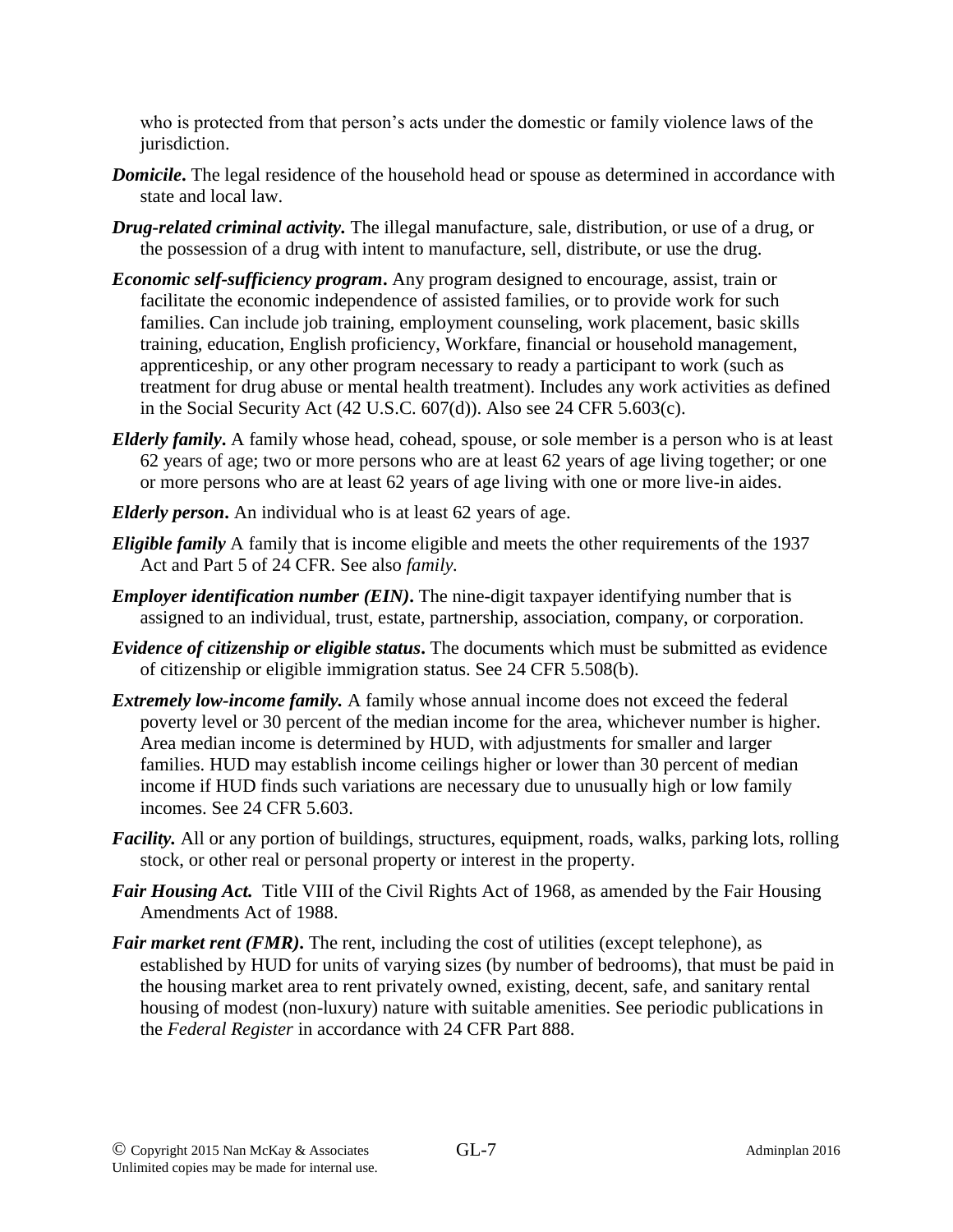who is protected from that person's acts under the domestic or family violence laws of the jurisdiction.

***Domicile*.** The legal residence of the household head or spouse as determined in accordance with state and local law.

***Drug-related criminal activity.*** The illegal manufacture, sale, distribution, or use of a drug, or the possession of a drug with intent to manufacture, sell, distribute, or use the drug.

***Economic self-sufficiency program*.** Any program designed to encourage, assist, train or facilitate the economic independence of assisted families, or to provide work for such families. Can include job training, employment counseling, work placement, basic skills training, education, English proficiency, Workfare, financial or household management, apprenticeship, or any other program necessary to ready a participant to work (such as treatment for drug abuse or mental health treatment). Includes any work activities as defined in the Social Security Act (42 U.S.C. 607(d)). Also see 24 CFR 5.603(c).

***Elderly family*.** A family whose head, cohead, spouse, or sole member is a person who is at least 62 years of age; two or more persons who are at least 62 years of age living together; or one or more persons who are at least 62 years of age living with one or more live-in aides.

***Elderly person*.** An individual who is at least 62 years of age.

***Eligible family*** A family that is income eligible and meets the other requirements of the 1937 Act and Part 5 of 24 CFR. See also *family.*

***Employer identification number (EIN)*.** The nine-digit taxpayer identifying number that is assigned to an individual, trust, estate, partnership, association, company, or corporation.

***Evidence of citizenship or eligible status*.** The documents which must be submitted as evidence of citizenship or eligible immigration status. See 24 CFR 5.508(b).

***Extremely low-income family.*** A family whose annual income does not exceed the federal poverty level or 30 percent of the median income for the area, whichever number is higher. Area median income is determined by HUD, with adjustments for smaller and larger families. HUD may establish income ceilings higher or lower than 30 percent of median income if HUD finds such variations are necessary due to unusually high or low family incomes. See 24 CFR 5.603.

***Facility.*** All or any portion of buildings, structures, equipment, roads, walks, parking lots, rolling stock, or other real or personal property or interest in the property.

***Fair Housing Act.*** Title VIII of the Civil Rights Act of 1968, as amended by the Fair Housing Amendments Act of 1988.

***Fair market rent (FMR)*.** The rent, including the cost of utilities (except telephone), as established by HUD for units of varying sizes (by number of bedrooms), that must be paid in the housing market area to rent privately owned, existing, decent, safe, and sanitary rental housing of modest (non-luxury) nature with suitable amenities. See periodic publications in the *Federal Register* in accordance with 24 CFR Part 888.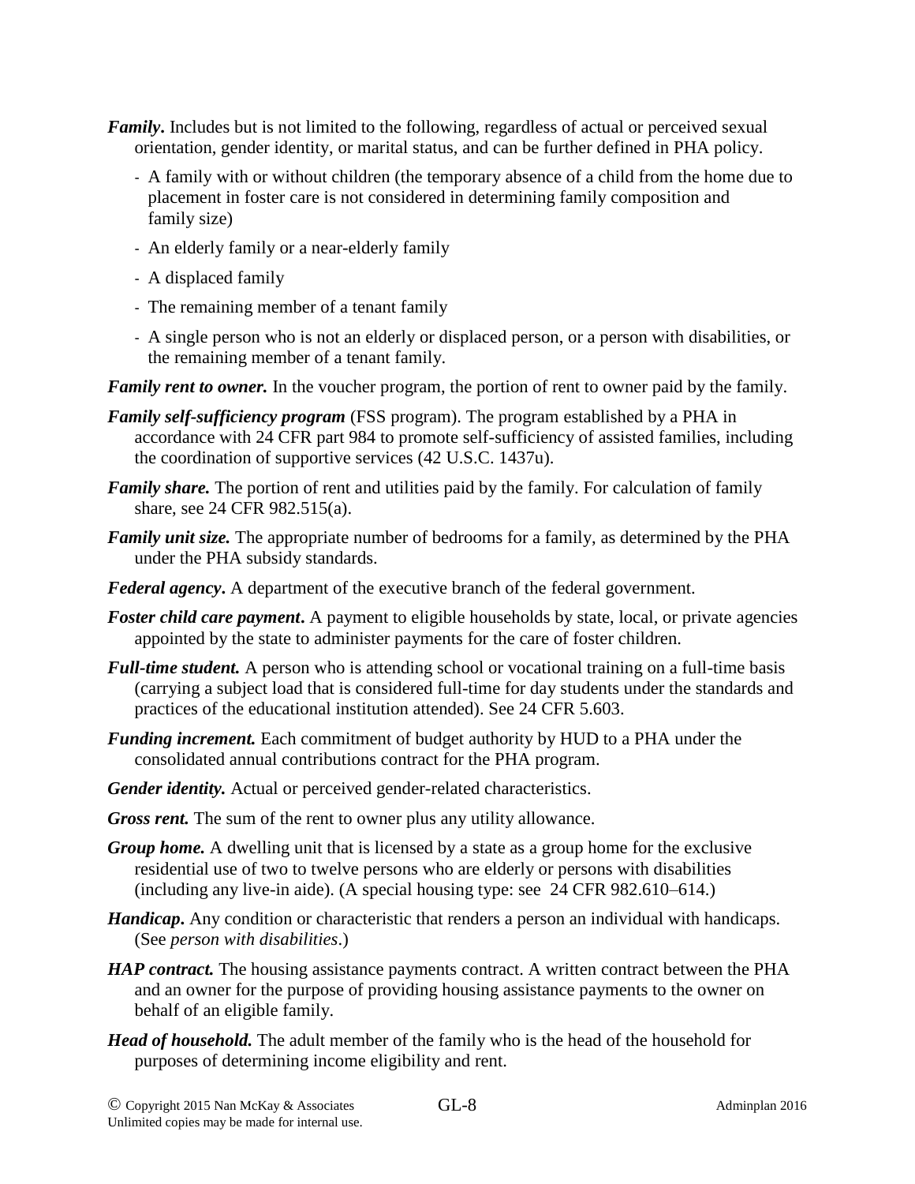***Family*.** Includes but is not limited to the following, regardless of actual or perceived sexual orientation, gender identity, or marital status, and can be further defined in PHA policy.

- A family with or without children (the temporary absence of a child from the home due to placement in foster care is not considered in determining family composition and family size)
- An elderly family or a near-elderly family
- A displaced family
- The remaining member of a tenant family
- A single person who is not an elderly or displaced person, or a person with disabilities, or the remaining member of a tenant family.

***Family rent to owner.*** In the voucher program, the portion of rent to owner paid by the family.

***Family self-sufficiency program*** (FSS program). The program established by a PHA in accordance with 24 CFR part 984 to promote self-sufficiency of assisted families, including the coordination of supportive services (42 U.S.C. 1437u).

***Family share.*** The portion of rent and utilities paid by the family. For calculation of family share, see 24 CFR 982.515(a).

***Family unit size.*** The appropriate number of bedrooms for a family, as determined by the PHA under the PHA subsidy standards.

***Federal agency*.** A department of the executive branch of the federal government.

***Foster child care payment*.** A payment to eligible households by state, local, or private agencies appointed by the state to administer payments for the care of foster children.

***Full-time student.*** A person who is attending school or vocational training on a full-time basis (carrying a subject load that is considered full-time for day students under the standards and practices of the educational institution attended). See 24 CFR 5.603.

***Funding increment.*** Each commitment of budget authority by HUD to a PHA under the consolidated annual contributions contract for the PHA program.

***Gender identity.*** Actual or perceived gender-related characteristics.

***Gross rent.*** The sum of the rent to owner plus any utility allowance.

***Group home.*** A dwelling unit that is licensed by a state as a group home for the exclusive residential use of two to twelve persons who are elderly or persons with disabilities (including any live-in aide). (A special housing type: see 24 CFR 982.610–614.)

***Handicap*.** Any condition or characteristic that renders a person an individual with handicaps. (See *person with disabilities*.)

***HAP contract.*** The housing assistance payments contract. A written contract between the PHA and an owner for the purpose of providing housing assistance payments to the owner on behalf of an eligible family.

***Head of household.*** The adult member of the family who is the head of the household for purposes of determining income eligibility and rent.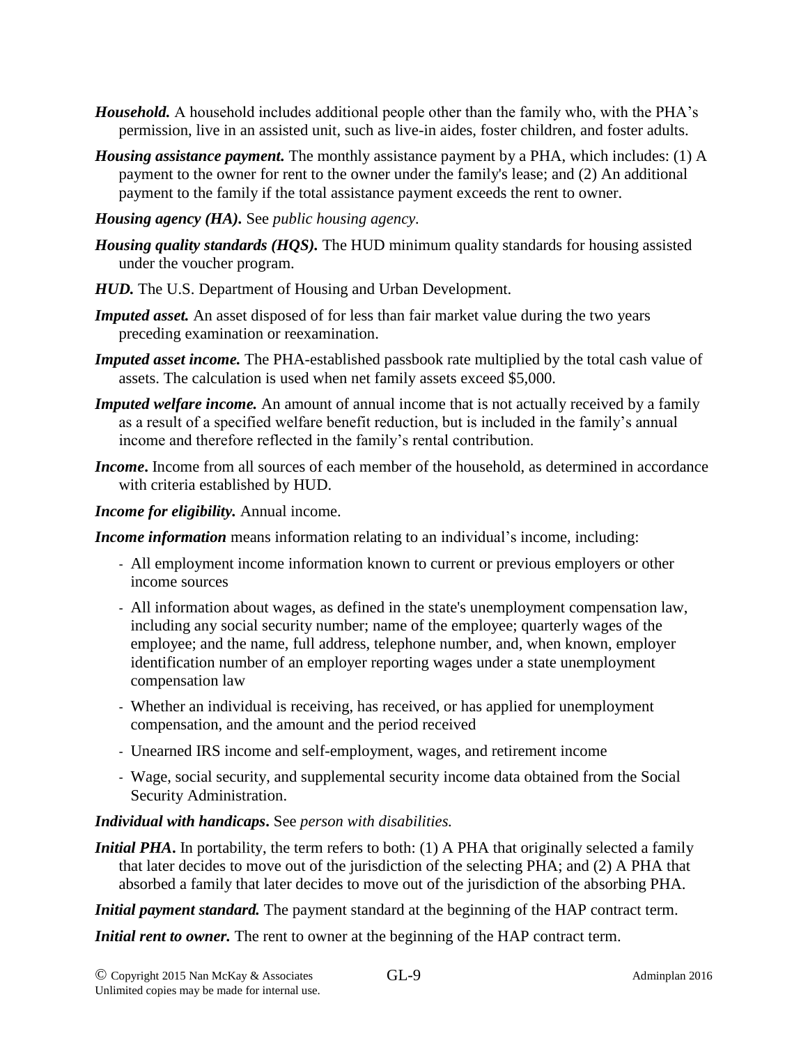***Household.*** A household includes additional people other than the family who, with the PHA's permission, live in an assisted unit, such as live-in aides, foster children, and foster adults.

***Housing assistance payment.*** The monthly assistance payment by a PHA, which includes: (1) A payment to the owner for rent to the owner under the family's lease; and (2) An additional payment to the family if the total assistance payment exceeds the rent to owner.

***Housing agency (HA).*** See *public housing agency*.

***Housing quality standards (HQS).*** The HUD minimum quality standards for housing assisted under the voucher program.

***HUD.*** The U.S. Department of Housing and Urban Development.

***Imputed asset.*** An asset disposed of for less than fair market value during the two years preceding examination or reexamination.

***Imputed asset income.*** The PHA-established passbook rate multiplied by the total cash value of assets. The calculation is used when net family assets exceed $5,000.

***Imputed welfare income.*** An amount of annual income that is not actually received by a family as a result of a specified welfare benefit reduction, but is included in the family's annual income and therefore reflected in the family's rental contribution.

***Income*.** Income from all sources of each member of the household, as determined in accordance with criteria established by HUD.

***Income for eligibility.*** Annual income.

***Income information*** means information relating to an individual's income, including:

- All employment income information known to current or previous employers or other income sources
- All information about wages, as defined in the state's unemployment compensation law, including any social security number; name of the employee; quarterly wages of the employee; and the name, full address, telephone number, and, when known, employer identification number of an employer reporting wages under a state unemployment compensation law
- Whether an individual is receiving, has received, or has applied for unemployment compensation, and the amount and the period received
- Unearned IRS income and self-employment, wages, and retirement income
- Wage, social security, and supplemental security income data obtained from the Social Security Administration.

***Individual with handicaps*.** See *person with disabilities.*

***Initial PHA*.** In portability, the term refers to both: (1) A PHA that originally selected a family that later decides to move out of the jurisdiction of the selecting PHA; and (2) A PHA that absorbed a family that later decides to move out of the jurisdiction of the absorbing PHA.

***Initial payment standard.*** The payment standard at the beginning of the HAP contract term.

***Initial rent to owner.*** The rent to owner at the beginning of the HAP contract term.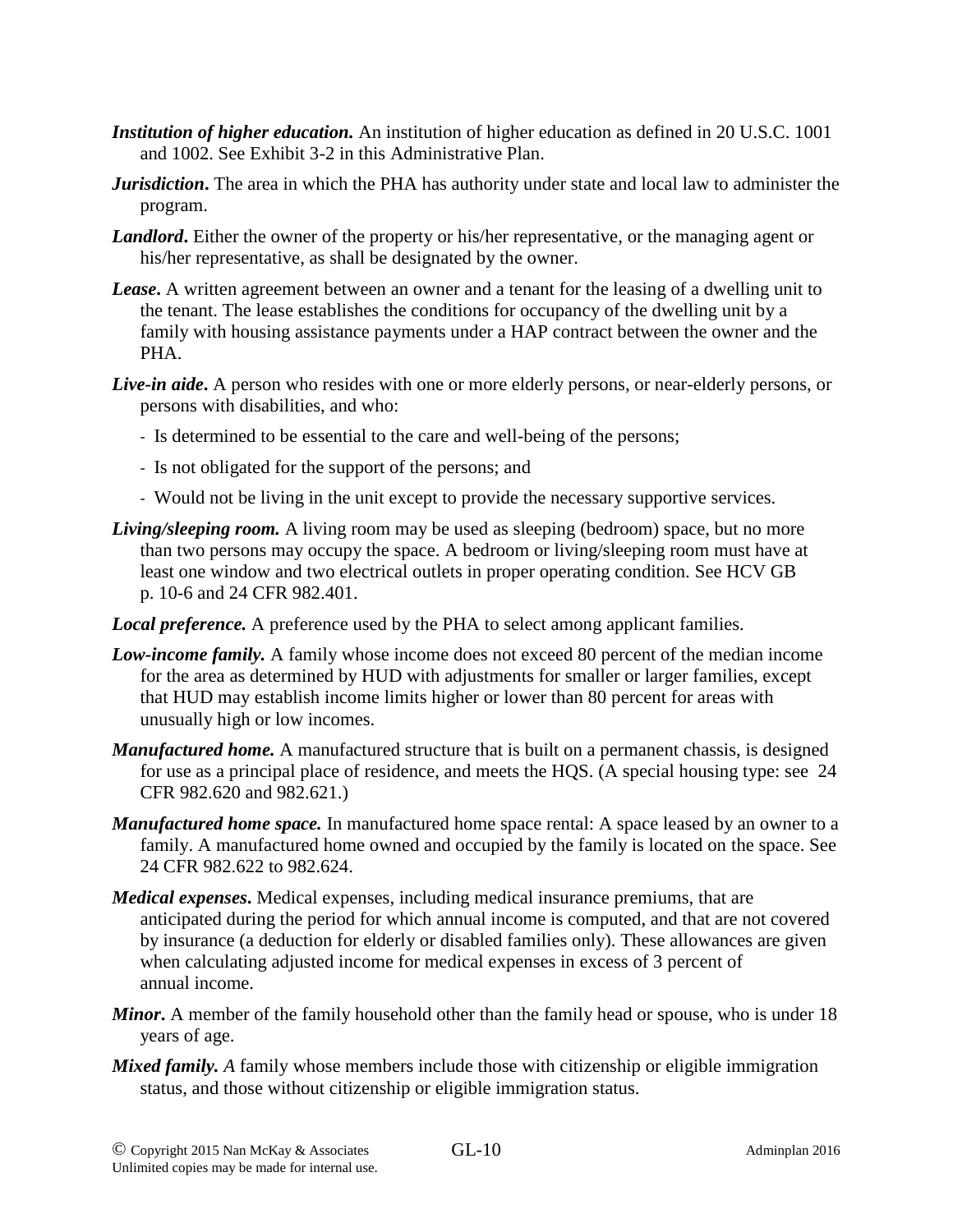***Institution of higher education.*** An institution of higher education as defined in 20 U.S.C. 1001 and 1002. See Exhibit 3-2 in this Administrative Plan.

***Jurisdiction*****.** The area in which the PHA has authority under state and local law to administer the program.

***Landlord*****.** Either the owner of the property or his/her representative, or the managing agent or his/her representative, as shall be designated by the owner.

***Lease*****.** A written agreement between an owner and a tenant for the leasing of a dwelling unit to the tenant. The lease establishes the conditions for occupancy of the dwelling unit by a family with housing assistance payments under a HAP contract between the owner and the PHA.

***Live-in aide*****.** A person who resides with one or more elderly persons, or near-elderly persons, or persons with disabilities, and who:

- Is determined to be essential to the care and well-being of the persons;
- Is not obligated for the support of the persons; and
- Would not be living in the unit except to provide the necessary supportive services.

***Living/sleeping room.*** A living room may be used as sleeping (bedroom) space, but no more than two persons may occupy the space. A bedroom or living/sleeping room must have at least one window and two electrical outlets in proper operating condition. See HCV GB p. 10-6 and 24 CFR 982.401.

***Local preference.*** A preference used by the PHA to select among applicant families.

***Low-income family.*** A family whose income does not exceed 80 percent of the median income for the area as determined by HUD with adjustments for smaller or larger families, except that HUD may establish income limits higher or lower than 80 percent for areas with unusually high or low incomes.

***Manufactured home.*** A manufactured structure that is built on a permanent chassis, is designed for use as a principal place of residence, and meets the HQS. (A special housing type: see 24 CFR 982.620 and 982.621.)

***Manufactured home space.*** In manufactured home space rental: A space leased by an owner to a family. A manufactured home owned and occupied by the family is located on the space. See 24 CFR 982.622 to 982.624.

***Medical expenses*****.** Medical expenses, including medical insurance premiums, that are anticipated during the period for which annual income is computed, and that are not covered by insurance (a deduction for elderly or disabled families only). These allowances are given when calculating adjusted income for medical expenses in excess of 3 percent of annual income.

***Minor*****.** A member of the family household other than the family head or spouse, who is under 18 years of age.

***Mixed family.*** *A* family whose members include those with citizenship or eligible immigration status, and those without citizenship or eligible immigration status.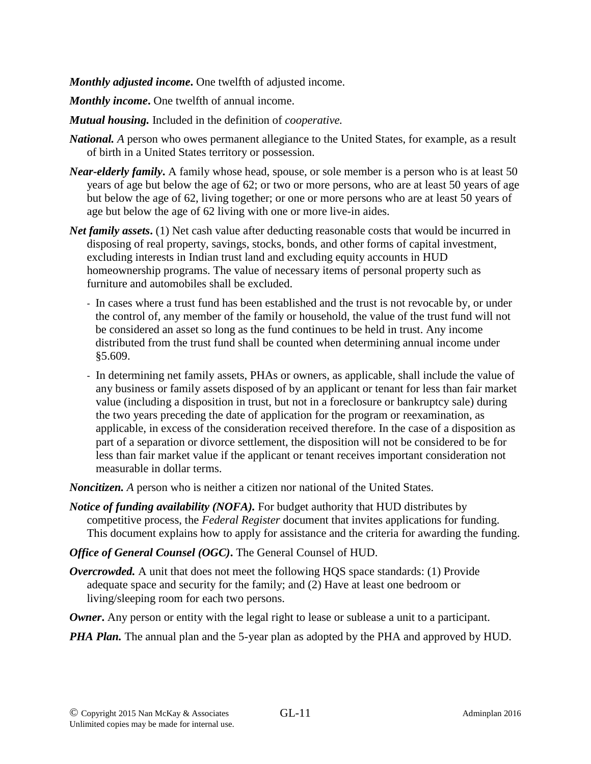***Monthly adjusted income*****.** One twelfth of adjusted income.

***Monthly income*****.** One twelfth of annual income.

***Mutual housing.*** Included in the definition of *cooperative.*

***National.*** *A* person who owes permanent allegiance to the United States, for example, as a result of birth in a United States territory or possession.

***Near-elderly family*****.** A family whose head, spouse, or sole member is a person who is at least 50 years of age but below the age of 62; or two or more persons, who are at least 50 years of age but below the age of 62, living together; or one or more persons who are at least 50 years of age but below the age of 62 living with one or more live-in aides.

***Net family assets*****.** (1) Net cash value after deducting reasonable costs that would be incurred in disposing of real property, savings, stocks, bonds, and other forms of capital investment, excluding interests in Indian trust land and excluding equity accounts in HUD homeownership programs. The value of necessary items of personal property such as furniture and automobiles shall be excluded.

- In cases where a trust fund has been established and the trust is not revocable by, or under the control of, any member of the family or household, the value of the trust fund will not be considered an asset so long as the fund continues to be held in trust. Any income distributed from the trust fund shall be counted when determining annual income under §5.609.
- In determining net family assets, PHAs or owners, as applicable, shall include the value of any business or family assets disposed of by an applicant or tenant for less than fair market value (including a disposition in trust, but not in a foreclosure or bankruptcy sale) during the two years preceding the date of application for the program or reexamination, as applicable, in excess of the consideration received therefore. In the case of a disposition as part of a separation or divorce settlement, the disposition will not be considered to be for less than fair market value if the applicant or tenant receives important consideration not measurable in dollar terms.

***Noncitizen.*** *A* person who is neither a citizen nor national of the United States.

***Notice of funding availability (NOFA).*** For budget authority that HUD distributes by competitive process, the *Federal Register* document that invites applications for funding. This document explains how to apply for assistance and the criteria for awarding the funding.

***Office of General Counsel (OGC)*****.** The General Counsel of HUD.

***Overcrowded.*** A unit that does not meet the following HQS space standards: (1) Provide adequate space and security for the family; and (2) Have at least one bedroom or living/sleeping room for each two persons.

***Owner*****.** Any person or entity with the legal right to lease or sublease a unit to a participant.

***PHA Plan.*** The annual plan and the 5-year plan as adopted by the PHA and approved by HUD.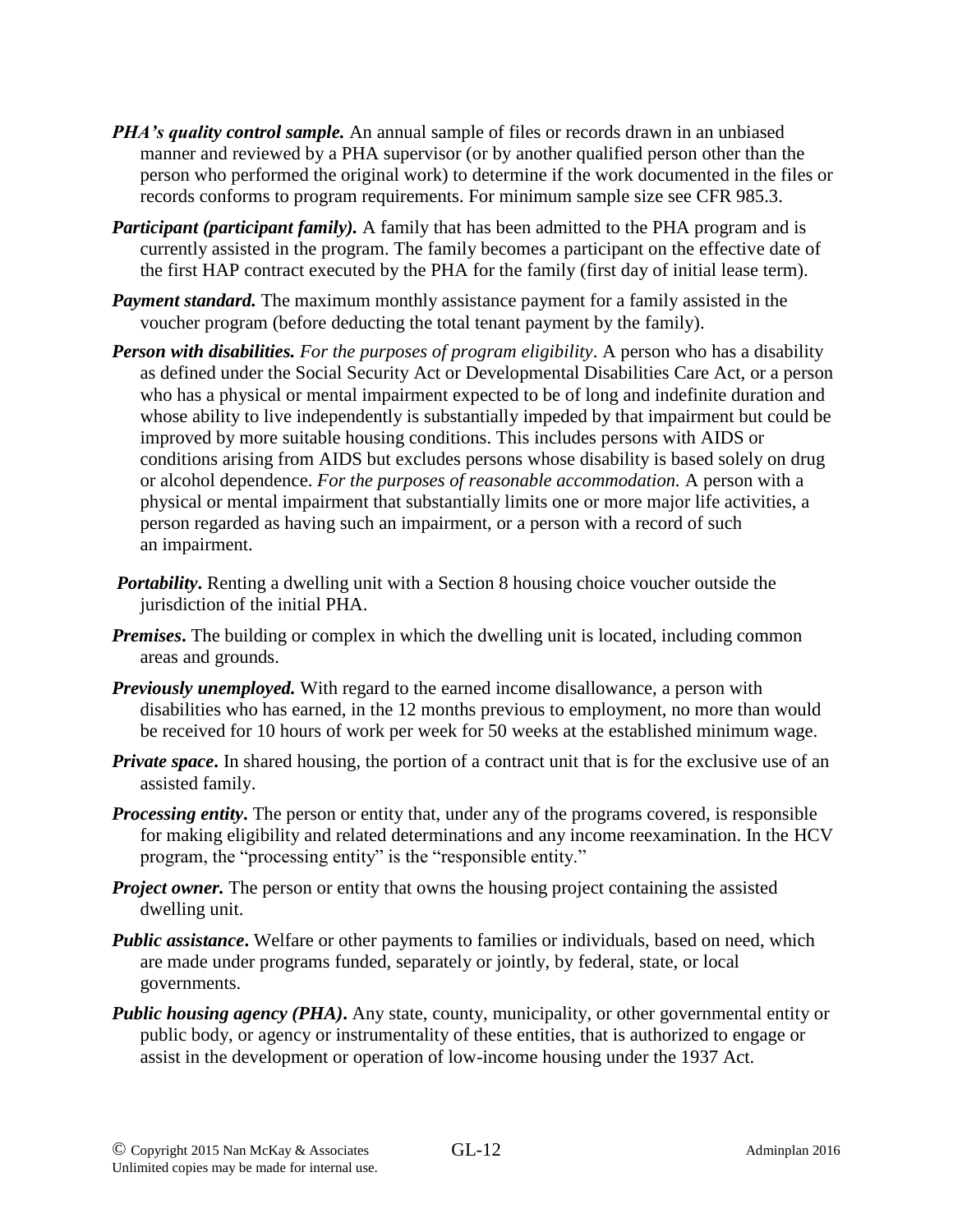***PHA's quality control sample.*** An annual sample of files or records drawn in an unbiased manner and reviewed by a PHA supervisor (or by another qualified person other than the person who performed the original work) to determine if the work documented in the files or records conforms to program requirements. For minimum sample size see CFR 985.3.

***Participant (participant family).*** A family that has been admitted to the PHA program and is currently assisted in the program. The family becomes a participant on the effective date of the first HAP contract executed by the PHA for the family (first day of initial lease term).

***Payment standard.*** The maximum monthly assistance payment for a family assisted in the voucher program (before deducting the total tenant payment by the family).

***Person with disabilities.*** *For the purposes of program eligibility*. A person who has a disability as defined under the Social Security Act or Developmental Disabilities Care Act, or a person who has a physical or mental impairment expected to be of long and indefinite duration and whose ability to live independently is substantially impeded by that impairment but could be improved by more suitable housing conditions. This includes persons with AIDS or conditions arising from AIDS but excludes persons whose disability is based solely on drug or alcohol dependence. *For the purposes of reasonable accommodation.* A person with a physical or mental impairment that substantially limits one or more major life activities, a person regarded as having such an impairment, or a person with a record of such an impairment.

***Portability*.** Renting a dwelling unit with a Section 8 housing choice voucher outside the jurisdiction of the initial PHA.

***Premises*.** The building or complex in which the dwelling unit is located, including common areas and grounds.

***Previously unemployed.*** With regard to the earned income disallowance, a person with disabilities who has earned, in the 12 months previous to employment, no more than would be received for 10 hours of work per week for 50 weeks at the established minimum wage.

***Private space*.** In shared housing, the portion of a contract unit that is for the exclusive use of an assisted family.

***Processing entity*.** The person or entity that, under any of the programs covered, is responsible for making eligibility and related determinations and any income reexamination. In the HCV program, the "processing entity" is the "responsible entity."

***Project owner.*** The person or entity that owns the housing project containing the assisted dwelling unit.

***Public assistance*.** Welfare or other payments to families or individuals, based on need, which are made under programs funded, separately or jointly, by federal, state, or local governments.

***Public housing agency (PHA)*.** Any state, county, municipality, or other governmental entity or public body, or agency or instrumentality of these entities, that is authorized to engage or assist in the development or operation of low-income housing under the 1937 Act.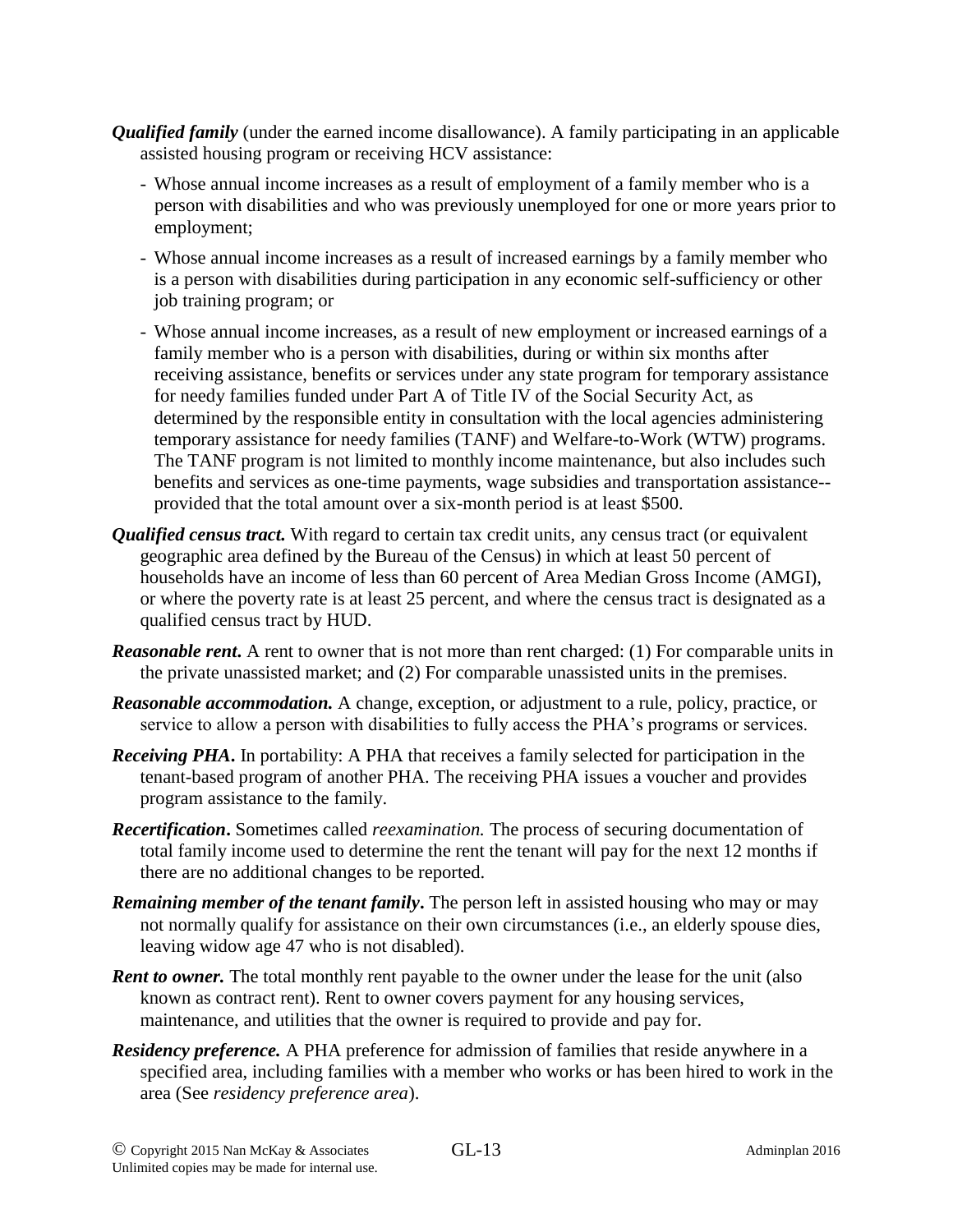***Qualified family*** (under the earned income disallowance). A family participating in an applicable assisted housing program or receiving HCV assistance:

- Whose annual income increases as a result of employment of a family member who is a person with disabilities and who was previously unemployed for one or more years prior to employment;
- Whose annual income increases as a result of increased earnings by a family member who is a person with disabilities during participation in any economic self-sufficiency or other job training program; or
- Whose annual income increases, as a result of new employment or increased earnings of a family member who is a person with disabilities, during or within six months after receiving assistance, benefits or services under any state program for temporary assistance for needy families funded under Part A of Title IV of the Social Security Act, as determined by the responsible entity in consultation with the local agencies administering temporary assistance for needy families (TANF) and Welfare-to-Work (WTW) programs. The TANF program is not limited to monthly income maintenance, but also includes such benefits and services as one-time payments, wage subsidies and transportation assistance--provided that the total amount over a six-month period is at least $500.

***Qualified census tract.*** With regard to certain tax credit units, any census tract (or equivalent geographic area defined by the Bureau of the Census) in which at least 50 percent of households have an income of less than 60 percent of Area Median Gross Income (AMGI), or where the poverty rate is at least 25 percent, and where the census tract is designated as a qualified census tract by HUD.

***Reasonable rent*.** A rent to owner that is not more than rent charged: (1) For comparable units in the private unassisted market; and (2) For comparable unassisted units in the premises.

***Reasonable accommodation.*** A change, exception, or adjustment to a rule, policy, practice, or service to allow a person with disabilities to fully access the PHA's programs or services.

***Receiving PHA*.** In portability: A PHA that receives a family selected for participation in the tenant-based program of another PHA. The receiving PHA issues a voucher and provides program assistance to the family.

***Recertification*.** Sometimes called *reexamination.* The process of securing documentation of total family income used to determine the rent the tenant will pay for the next 12 months if there are no additional changes to be reported.

***Remaining member of the tenant family*.** The person left in assisted housing who may or may not normally qualify for assistance on their own circumstances (i.e., an elderly spouse dies, leaving widow age 47 who is not disabled).

***Rent to owner.*** The total monthly rent payable to the owner under the lease for the unit (also known as contract rent). Rent to owner covers payment for any housing services, maintenance, and utilities that the owner is required to provide and pay for.

***Residency preference.*** A PHA preference for admission of families that reside anywhere in a specified area, including families with a member who works or has been hired to work in the area (See *residency preference area*).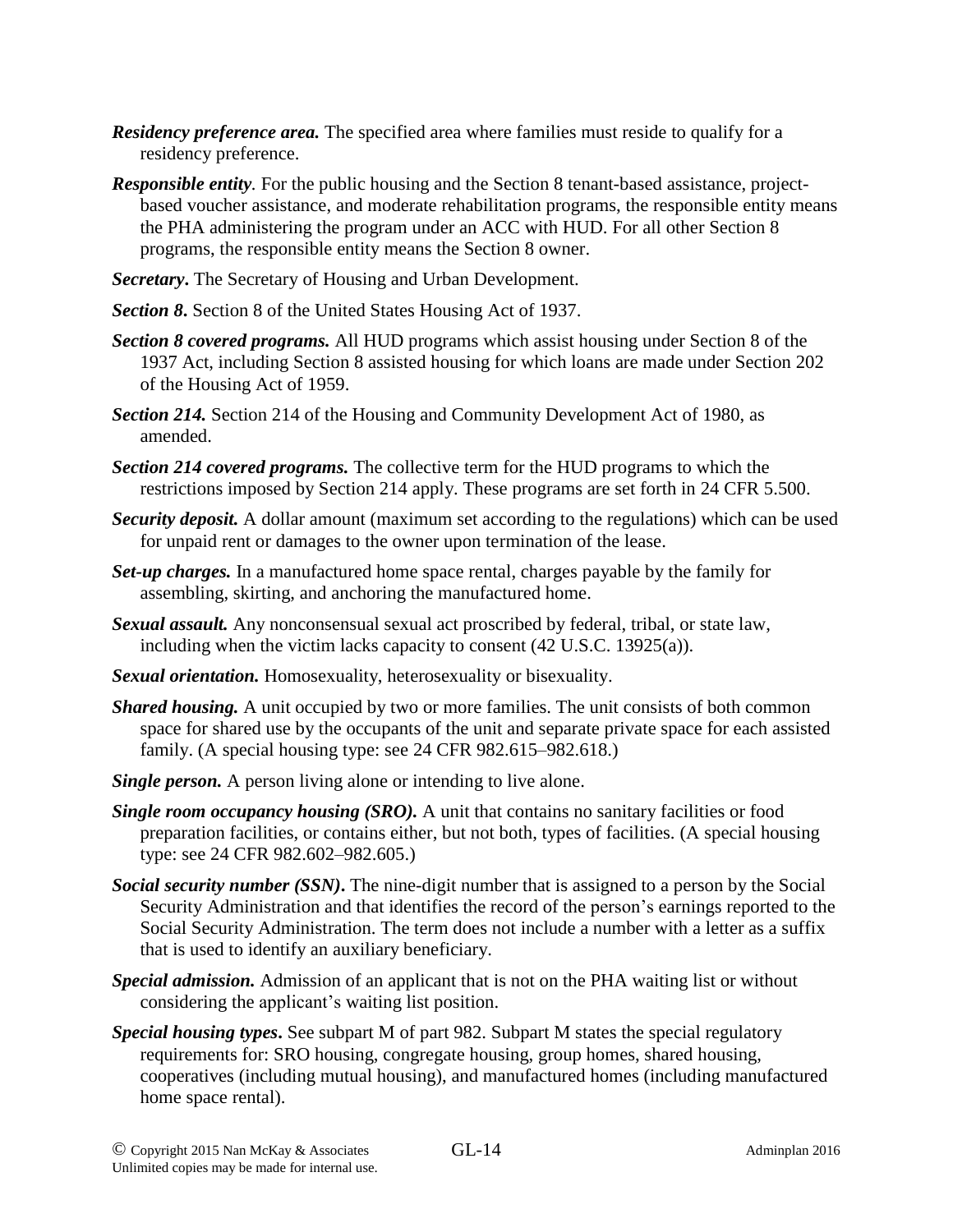***Residency preference area.*** The specified area where families must reside to qualify for a residency preference.

***Responsible entity**.* For the public housing and the Section 8 tenant-based assistance, project-based voucher assistance, and moderate rehabilitation programs, the responsible entity means the PHA administering the program under an ACC with HUD. For all other Section 8 programs, the responsible entity means the Section 8 owner.

***Secretary*.** The Secretary of Housing and Urban Development.

***Section 8*.** Section 8 of the United States Housing Act of 1937.

***Section 8 covered programs.*** All HUD programs which assist housing under Section 8 of the 1937 Act, including Section 8 assisted housing for which loans are made under Section 202 of the Housing Act of 1959.

***Section 214.*** Section 214 of the Housing and Community Development Act of 1980, as amended.

***Section 214 covered programs.*** The collective term for the HUD programs to which the restrictions imposed by Section 214 apply. These programs are set forth in 24 CFR 5.500.

***Security deposit.*** A dollar amount (maximum set according to the regulations) which can be used for unpaid rent or damages to the owner upon termination of the lease.

***Set-up charges.*** In a manufactured home space rental, charges payable by the family for assembling, skirting, and anchoring the manufactured home.

***Sexual assault.*** Any nonconsensual sexual act proscribed by federal, tribal, or state law, including when the victim lacks capacity to consent (42 U.S.C. 13925(a)).

***Sexual orientation.*** Homosexuality, heterosexuality or bisexuality.

***Shared housing.*** A unit occupied by two or more families. The unit consists of both common space for shared use by the occupants of the unit and separate private space for each assisted family. (A special housing type: see 24 CFR 982.615–982.618.)

***Single person.*** A person living alone or intending to live alone.

***Single room occupancy housing (SRO)*.** A unit that contains no sanitary facilities or food preparation facilities, or contains either, but not both, types of facilities. (A special housing type: see 24 CFR 982.602–982.605.)

***Social security number (SSN)*.** The nine-digit number that is assigned to a person by the Social Security Administration and that identifies the record of the person's earnings reported to the Social Security Administration. The term does not include a number with a letter as a suffix that is used to identify an auxiliary beneficiary.

***Special admission.*** Admission of an applicant that is not on the PHA waiting list or without considering the applicant's waiting list position.

***Special housing types*.** See subpart M of part 982. Subpart M states the special regulatory requirements for: SRO housing, congregate housing, group homes, shared housing, cooperatives (including mutual housing), and manufactured homes (including manufactured home space rental).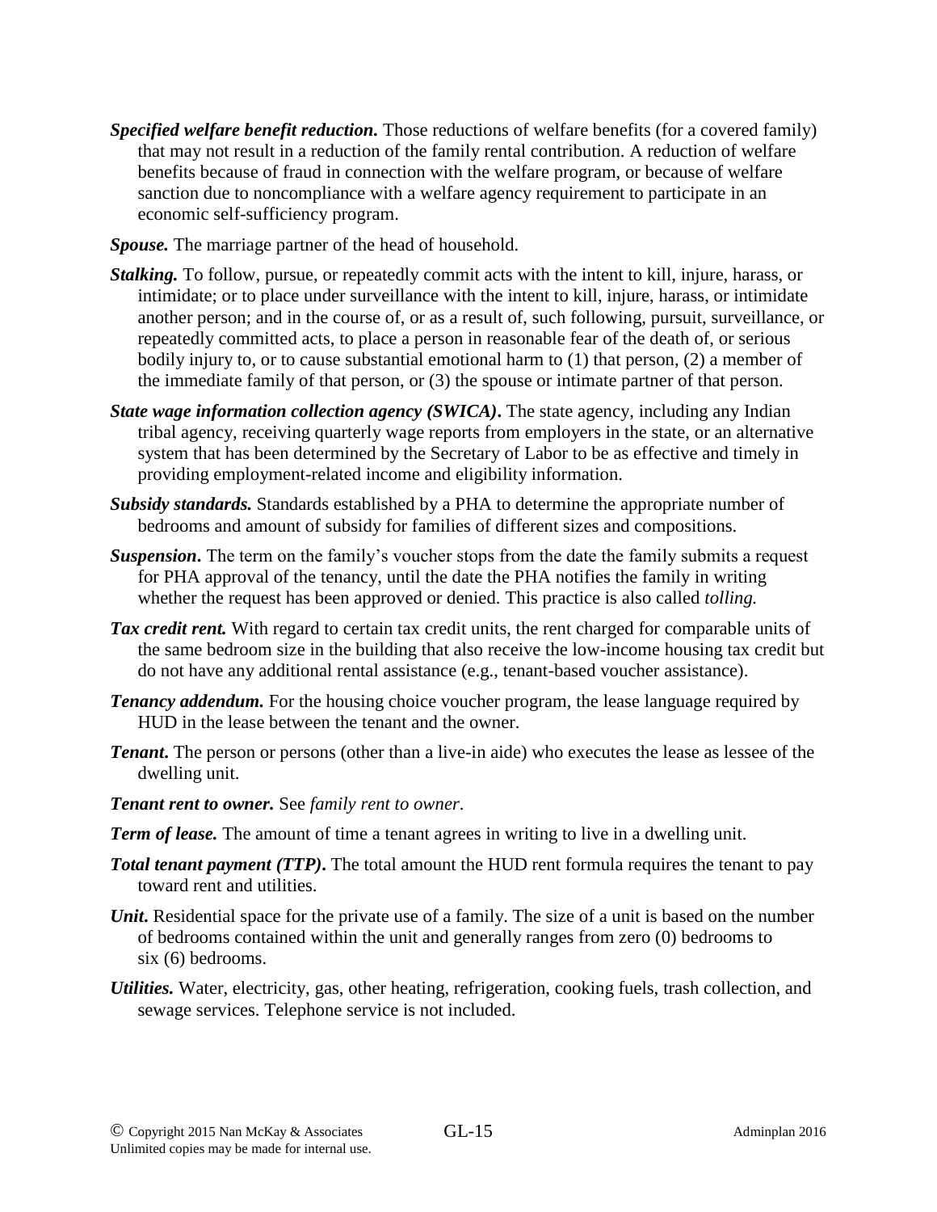***Specified welfare benefit reduction.*** Those reductions of welfare benefits (for a covered family) that may not result in a reduction of the family rental contribution. A reduction of welfare benefits because of fraud in connection with the welfare program, or because of welfare sanction due to noncompliance with a welfare agency requirement to participate in an economic self-sufficiency program.

***Spouse.*** The marriage partner of the head of household.

***Stalking.*** To follow, pursue, or repeatedly commit acts with the intent to kill, injure, harass, or intimidate; or to place under surveillance with the intent to kill, injure, harass, or intimidate another person; and in the course of, or as a result of, such following, pursuit, surveillance, or repeatedly committed acts, to place a person in reasonable fear of the death of, or serious bodily injury to, or to cause substantial emotional harm to (1) that person, (2) a member of the immediate family of that person, or (3) the spouse or intimate partner of that person.

***State wage information collection agency (SWICA).*** The state agency, including any Indian tribal agency, receiving quarterly wage reports from employers in the state, or an alternative system that has been determined by the Secretary of Labor to be as effective and timely in providing employment-related income and eligibility information.

***Subsidy standards.*** Standards established by a PHA to determine the appropriate number of bedrooms and amount of subsidy for families of different sizes and compositions.

***Suspension.*** The term on the family's voucher stops from the date the family submits a request for PHA approval of the tenancy, until the date the PHA notifies the family in writing whether the request has been approved or denied. This practice is also called *tolling.*

***Tax credit rent.*** With regard to certain tax credit units, the rent charged for comparable units of the same bedroom size in the building that also receive the low-income housing tax credit but do not have any additional rental assistance (e.g., tenant-based voucher assistance).

***Tenancy addendum.*** For the housing choice voucher program, the lease language required by HUD in the lease between the tenant and the owner.

***Tenant.*** The person or persons (other than a live-in aide) who executes the lease as lessee of the dwelling unit.

***Tenant rent to owner.*** See *family rent to owner*.

***Term of lease.*** The amount of time a tenant agrees in writing to live in a dwelling unit.

***Total tenant payment (TTP).*** The total amount the HUD rent formula requires the tenant to pay toward rent and utilities.

***Unit.*** Residential space for the private use of a family. The size of a unit is based on the number of bedrooms contained within the unit and generally ranges from zero (0) bedrooms to six (6) bedrooms.

***Utilities.*** Water, electricity, gas, other heating, refrigeration, cooking fuels, trash collection, and sewage services. Telephone service is not included.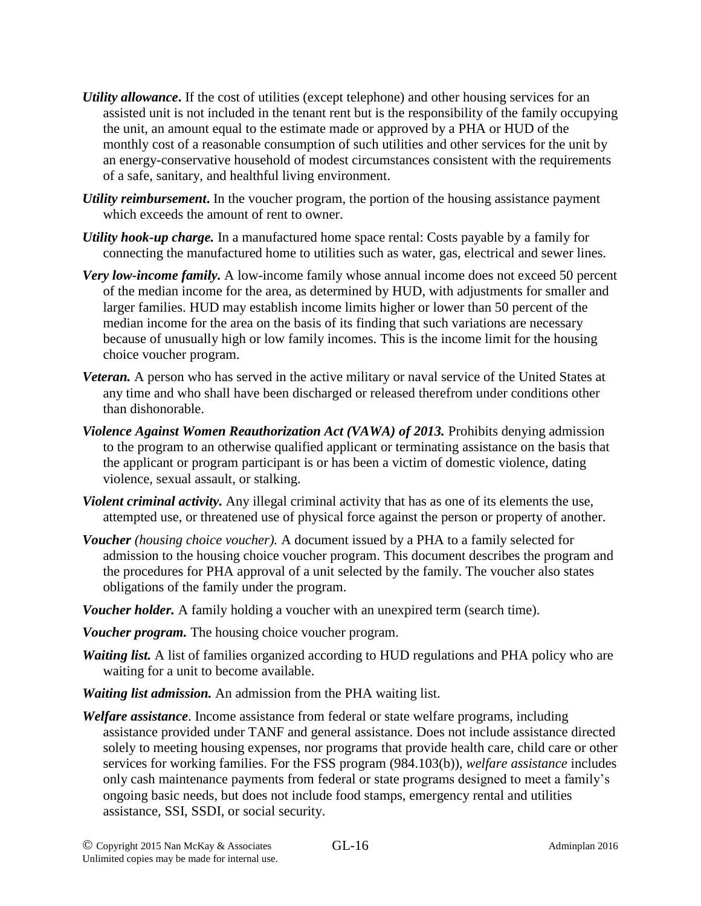***Utility allowance*.** If the cost of utilities (except telephone) and other housing services for an assisted unit is not included in the tenant rent but is the responsibility of the family occupying the unit, an amount equal to the estimate made or approved by a PHA or HUD of the monthly cost of a reasonable consumption of such utilities and other services for the unit by an energy-conservative household of modest circumstances consistent with the requirements of a safe, sanitary, and healthful living environment.

***Utility reimbursement*.** In the voucher program, the portion of the housing assistance payment which exceeds the amount of rent to owner.

***Utility hook-up charge.*** In a manufactured home space rental: Costs payable by a family for connecting the manufactured home to utilities such as water, gas, electrical and sewer lines.

***Very low-income family.*** A low-income family whose annual income does not exceed 50 percent of the median income for the area, as determined by HUD, with adjustments for smaller and larger families. HUD may establish income limits higher or lower than 50 percent of the median income for the area on the basis of its finding that such variations are necessary because of unusually high or low family incomes. This is the income limit for the housing choice voucher program.

***Veteran.*** A person who has served in the active military or naval service of the United States at any time and who shall have been discharged or released therefrom under conditions other than dishonorable.

***Violence Against Women Reauthorization Act (VAWA) of 2013.*** Prohibits denying admission to the program to an otherwise qualified applicant or terminating assistance on the basis that the applicant or program participant is or has been a victim of domestic violence, dating violence, sexual assault, or stalking.

***Violent criminal activity.*** Any illegal criminal activity that has as one of its elements the use, attempted use, or threatened use of physical force against the person or property of another.

***Voucher** (housing choice voucher).* A document issued by a PHA to a family selected for admission to the housing choice voucher program. This document describes the program and the procedures for PHA approval of a unit selected by the family. The voucher also states obligations of the family under the program.

***Voucher holder.*** A family holding a voucher with an unexpired term (search time).

***Voucher program.*** The housing choice voucher program.

***Waiting list.*** A list of families organized according to HUD regulations and PHA policy who are waiting for a unit to become available.

***Waiting list admission.*** An admission from the PHA waiting list.

***Welfare assistance*.** Income assistance from federal or state welfare programs, including assistance provided under TANF and general assistance. Does not include assistance directed solely to meeting housing expenses, nor programs that provide health care, child care or other services for working families. For the FSS program (984.103(b)), *welfare assistance* includes only cash maintenance payments from federal or state programs designed to meet a family's ongoing basic needs, but does not include food stamps, emergency rental and utilities assistance, SSI, SSDI, or social security.